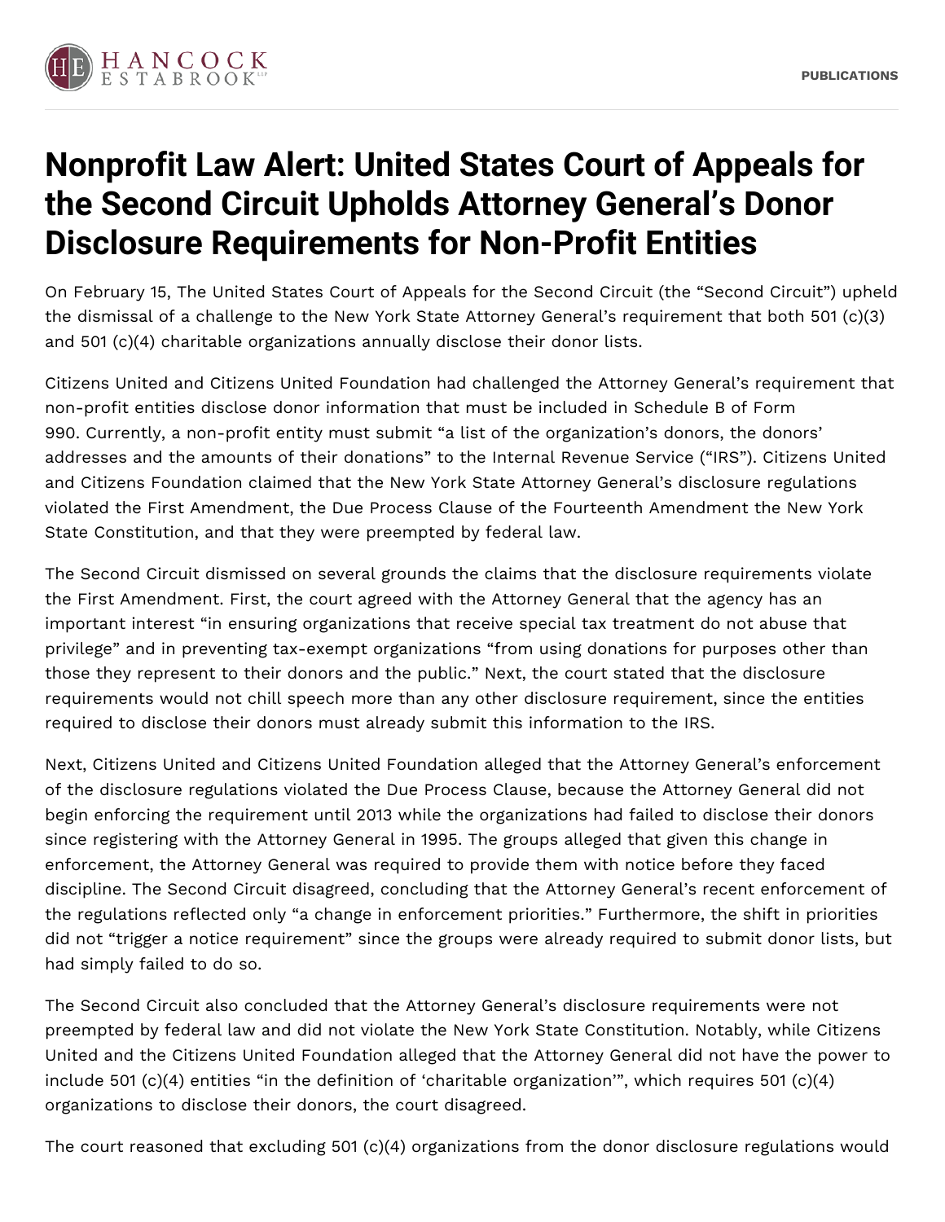# Nonprofit Law Alert: United States Court of Appeals for the Second Circuit Upholds Attorney General's Donor Disclosure Requirements for Non-Profit Entities

On February 15, The United States Court of Appeals for the Second Circuit (the "Second Circuit") upheld the dismissal of a challenge to the New York State Attorney General's requirement that both 501 (c)(3) and 501 (c)(4) charitable organizations annually disclose their donor lists.

Citizens United and Citizens United Foundation had challenged the Attorney General's requirement that non-profit entities disclose donor information that must be included in Schedule B of Form 990. Currently, a non-profit entity must submit "a list of the organization's donors, the donors' addresses and the amounts of their donations" to the Internal Revenue Service ("IRS"). Citizens United and Citizens Foundation claimed that the New York State Attorney General's disclosure regulations violated the First Amendment, the Due Process Clause of the Fourteenth Amendment the New York State Constitution, and that they were preempted by federal law.

The Second Circuit dismissed on several grounds the claims that the disclosure requirements violate the First Amendment. First, the court agreed with the Attorney General that the agency has an important interest "in ensuring organizations that receive special tax treatment do not abuse that privilege" and in preventing tax-exempt organizations "from using donations for purposes other than those they represent to their donors and the public." Next, the court stated that the disclosure requirements would not chill speech more than any other disclosure requirement, since the entities required to disclose their donors must already submit this information to the IRS.

Next, Citizens United and Citizens United Foundation alleged that the Attorney General's enforcement of the disclosure regulations violated the Due Process Clause, because the Attorney General did not begin enforcing the requirement until 2013 while the organizations had failed to disclose their donors since registering with the Attorney General in 1995. The groups alleged that given this change in enforcement, the Attorney General was required to provide them with notice before they faced discipline. The Second Circuit disagreed, concluding that the Attorney General's recent enforcement of the regulations reflected only "a change in enforcement priorities." Furthermore, the shift in priorities did not "trigger a notice requirement" since the groups were already required to submit donor lists, but had simply failed to do so.

The Second Circuit also concluded that the Attorney General's disclosure requirements were not preempted by federal law and did not violate the New York State Constitution. Notably, while Citizens United and the Citizens United Foundation alleged that the Attorney General did not have the power to include 501 (c)(4) entities "in the definition of 'charitable organization'", which requires 501 (c)(4) organizations to disclose their donors, the court disagreed.

The court reasoned that excluding 501 (c)(4) organizations from the donor disclosure regulations would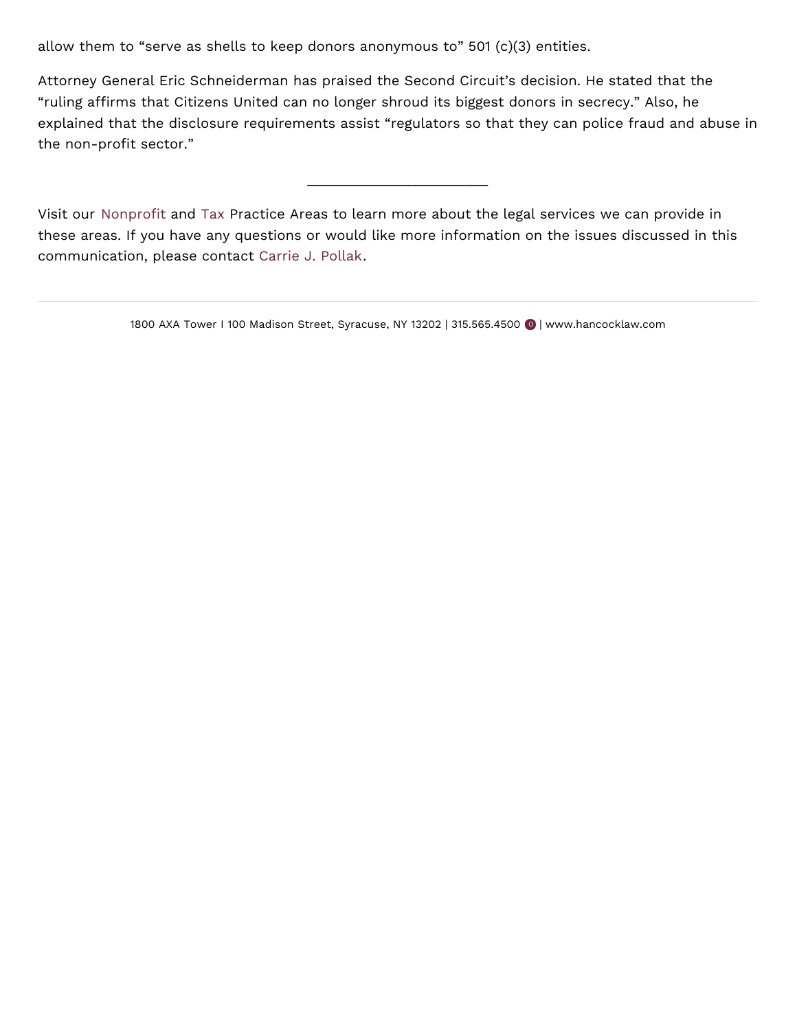allow them to "serve as shells to keep donors anonymous to" 501 (c)(3) entities.

Attorney General Eric Schneiderman has praised the Second Circuit's decision. He stated that the "ruling affirms that Citizens United can no longer shroud its biggest donors in secrecy." Also, he explained that the disclosure requirements assist "regulators so that they can police fraud and abuse in the non-profit sector."

______________________

Visit our Nonprofit and Tax Practice Areas to learn more about the legal services we can provide in these areas. If you have any questions or would like more information on the issues discussed in this communication, please contact Carrie J. Pollak.

1800 AXA Tower I 100 Madison Street, Syracuse, NY 13202 | 315.565.4500 | www.hancocklaw.com